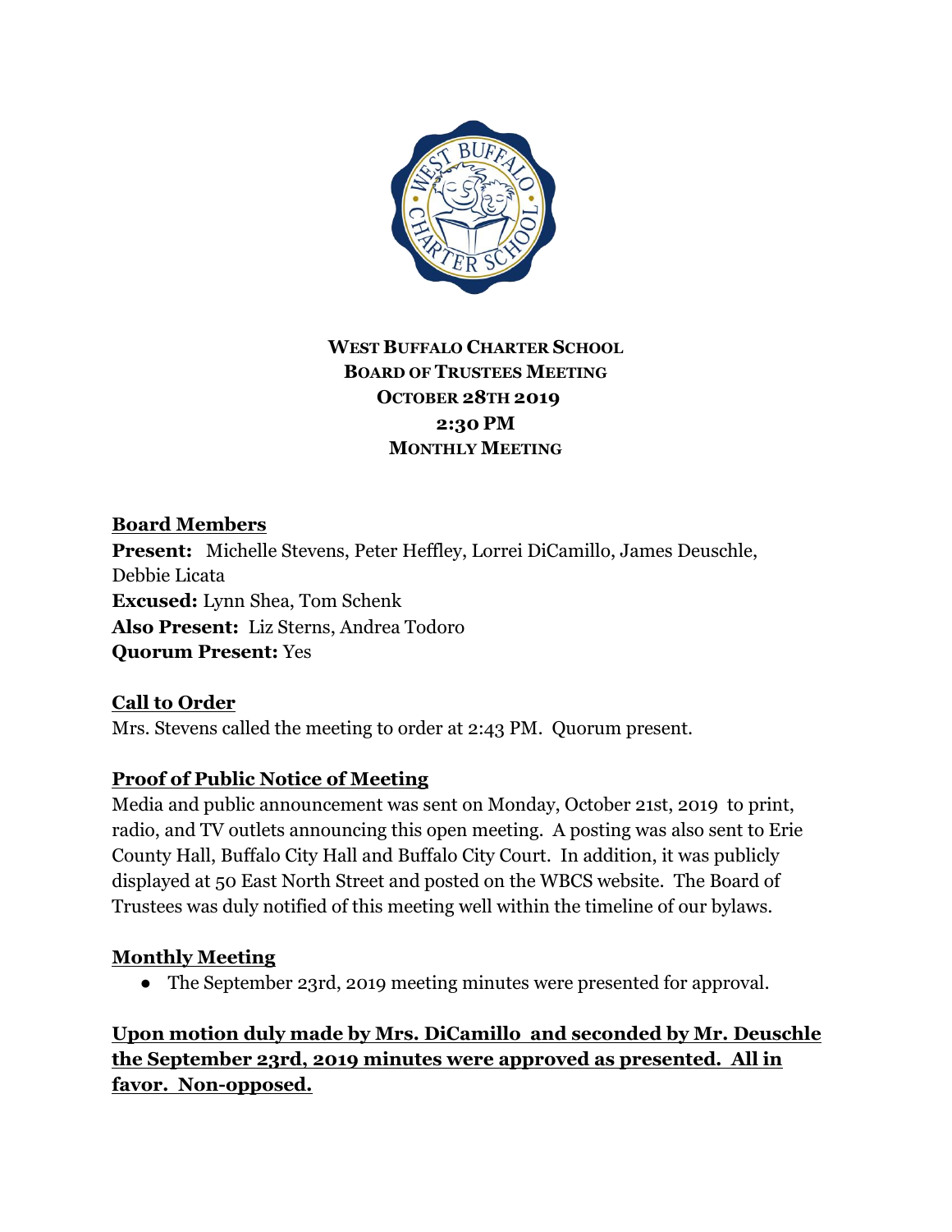**WEST BUFFALO CHARTER SCHOOL**
**BOARD OF TRUSTEES MEETING**
**OCTOBER 28TH 2019**
**2:30 PM**
**MONTHLY MEETING**

## Board Members

**Present:** Michelle Stevens, Peter Heffley, Lorrei DiCamillo, James Deuschle, Debbie Licata
**Excused:** Lynn Shea, Tom Schenk
**Also Present:** Liz Sterns, Andrea Todoro
**Quorum Present:** Yes

## Call to Order

Mrs. Stevens called the meeting to order at 2:43 PM. Quorum present.

## Proof of Public Notice of Meeting

Media and public announcement was sent on Monday, October 21st, 2019 to print, radio, and TV outlets announcing this open meeting. A posting was also sent to Erie County Hall, Buffalo City Hall and Buffalo City Court. In addition, it was publicly displayed at 50 East North Street and posted on the WBCS website. The Board of Trustees was duly notified of this meeting well within the timeline of our bylaws.

## Monthly Meeting

- The September 23rd, 2019 meeting minutes were presented for approval.

**Upon motion duly made by Mrs. DiCamillo and seconded by Mr. Deuschle the September 23rd, 2019 minutes were approved as presented. All in favor. Non-opposed.**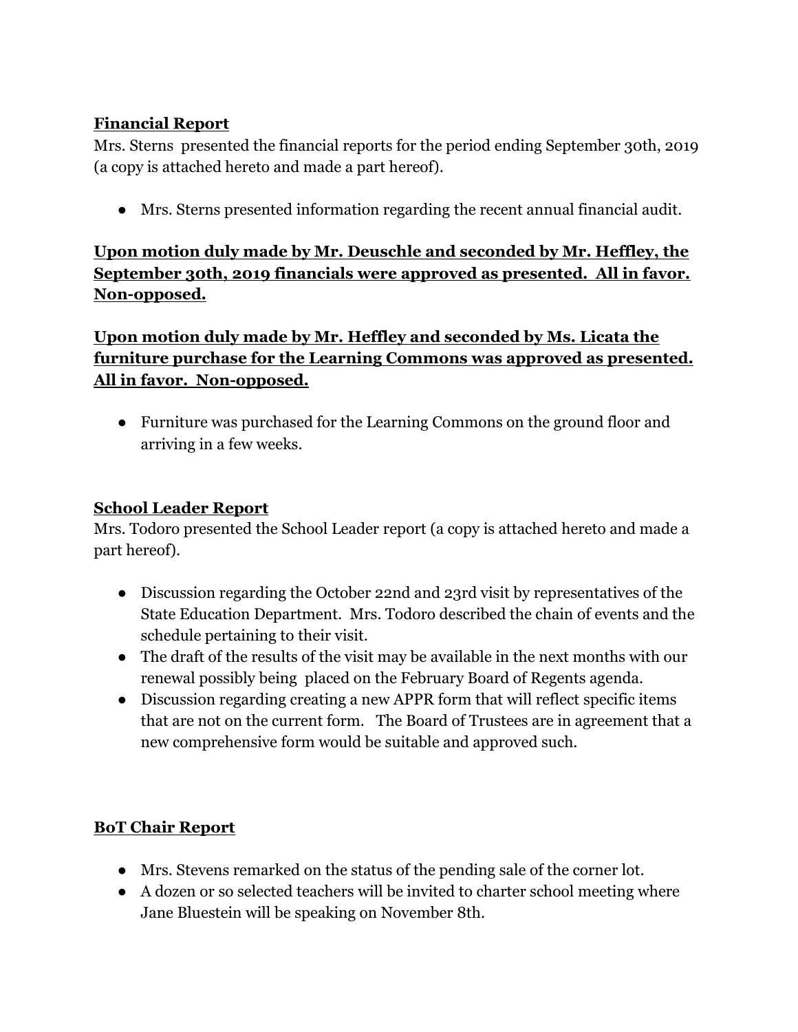**<u>Financial Report</u>**

Mrs. Sterns presented the financial reports for the period ending September 30th, 2019 (a copy is attached hereto and made a part hereof).

- Mrs. Sterns presented information regarding the recent annual financial audit.

**<u>Upon motion duly made by Mr. Deuschle and seconded by Mr. Heffley, the September 30th, 2019 financials were approved as presented. All in favor. Non-opposed.</u>**

**<u>Upon motion duly made by Mr. Heffley and seconded by Ms. Licata the furniture purchase for the Learning Commons was approved as presented. All in favor. Non-opposed.</u>**

- Furniture was purchased for the Learning Commons on the ground floor and arriving in a few weeks.

**<u>School Leader Report</u>**

Mrs. Todoro presented the School Leader report (a copy is attached hereto and made a part hereof).

- Discussion regarding the October 22nd and 23rd visit by representatives of the State Education Department. Mrs. Todoro described the chain of events and the schedule pertaining to their visit.
- The draft of the results of the visit may be available in the next months with our renewal possibly being placed on the February Board of Regents agenda.
- Discussion regarding creating a new APPR form that will reflect specific items that are not on the current form. The Board of Trustees are in agreement that a new comprehensive form would be suitable and approved such.

**<u>BoT Chair Report</u>**

- Mrs. Stevens remarked on the status of the pending sale of the corner lot.
- A dozen or so selected teachers will be invited to charter school meeting where Jane Bluestein will be speaking on November 8th.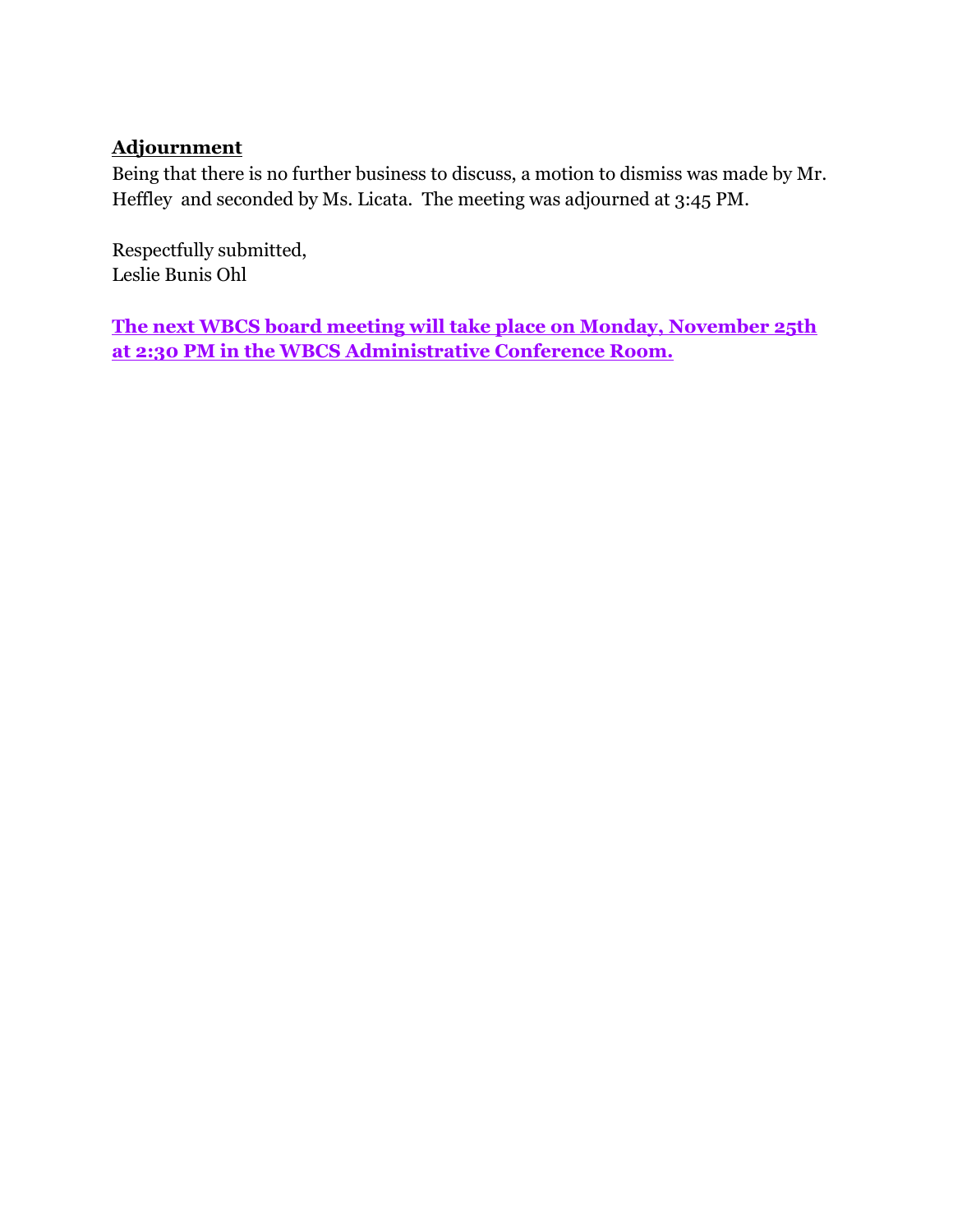**Adjournment**

Being that there is no further business to discuss, a motion to dismiss was made by Mr. Heffley and seconded by Ms. Licata. The meeting was adjourned at 3:45 PM.

Respectfully submitted,
Leslie Bunis Ohl

**The next WBCS board meeting will take place on Monday, November 25th at 2:30 PM in the WBCS Administrative Conference Room.**